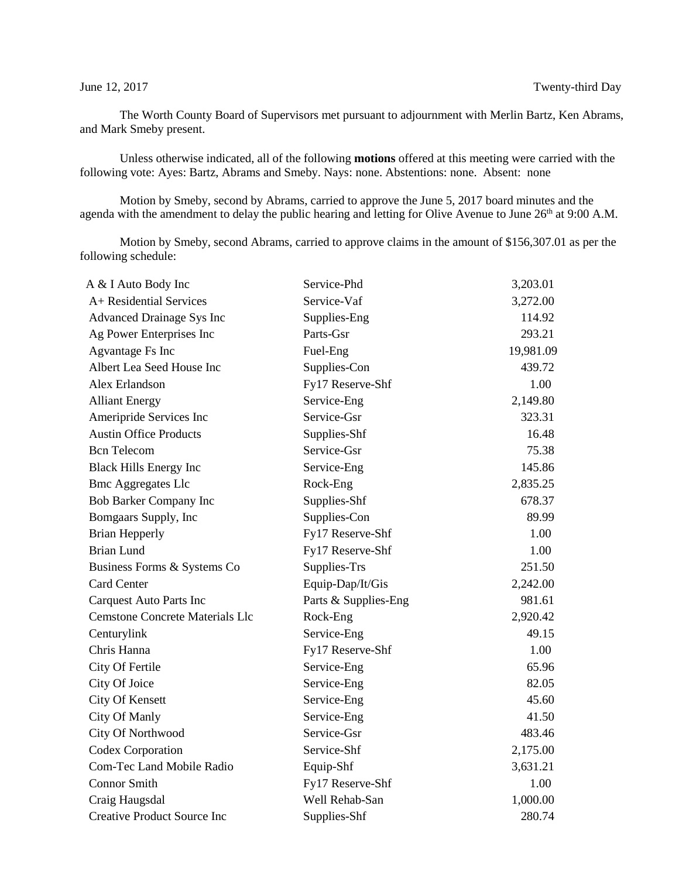June 12, 2017 Twenty-third Day

The Worth County Board of Supervisors met pursuant to adjournment with Merlin Bartz, Ken Abrams, and Mark Smeby present.

Unless otherwise indicated, all of the following **motions** offered at this meeting were carried with the following vote: Ayes: Bartz, Abrams and Smeby. Nays: none. Abstentions: none. Absent: none

Motion by Smeby, second by Abrams, carried to approve the June 5, 2017 board minutes and the agenda with the amendment to delay the public hearing and letting for Olive Avenue to June 26th at 9:00 A.M.

Motion by Smeby, second Abrams, carried to approve claims in the amount of $156,307.01 as per the following schedule:

| | | |
|---|---|---|
| A & I Auto Body Inc | Service-Phd | 3,203.01 |
| A+ Residential Services | Service-Vaf | 3,272.00 |
| Advanced Drainage Sys Inc | Supplies-Eng | 114.92 |
| Ag Power Enterprises Inc | Parts-Gsr | 293.21 |
| Agvantage Fs Inc | Fuel-Eng | 19,981.09 |
| Albert Lea Seed House Inc | Supplies-Con | 439.72 |
| Alex Erlandson | Fy17 Reserve-Shf | 1.00 |
| Alliant Energy | Service-Eng | 2,149.80 |
| Ameripride Services Inc | Service-Gsr | 323.31 |
| Austin Office Products | Supplies-Shf | 16.48 |
| Bcn Telecom | Service-Gsr | 75.38 |
| Black Hills Energy Inc | Service-Eng | 145.86 |
| Bmc Aggregates Llc | Rock-Eng | 2,835.25 |
| Bob Barker Company Inc | Supplies-Shf | 678.37 |
| Bomgaars Supply, Inc | Supplies-Con | 89.99 |
| Brian Hepperly | Fy17 Reserve-Shf | 1.00 |
| Brian Lund | Fy17 Reserve-Shf | 1.00 |
| Business Forms & Systems Co | Supplies-Trs | 251.50 |
| Card Center | Equip-Dap/It/Gis | 2,242.00 |
| Carquest Auto Parts Inc | Parts & Supplies-Eng | 981.61 |
| Cemstone Concrete Materials Llc | Rock-Eng | 2,920.42 |
| Centurylink | Service-Eng | 49.15 |
| Chris Hanna | Fy17 Reserve-Shf | 1.00 |
| City Of Fertile | Service-Eng | 65.96 |
| City Of Joice | Service-Eng | 82.05 |
| City Of Kensett | Service-Eng | 45.60 |
| City Of Manly | Service-Eng | 41.50 |
| City Of Northwood | Service-Gsr | 483.46 |
| Codex Corporation | Service-Shf | 2,175.00 |
| Com-Tec Land Mobile Radio | Equip-Shf | 3,631.21 |
| Connor Smith | Fy17 Reserve-Shf | 1.00 |
| Craig Haugsdal | Well Rehab-San | 1,000.00 |
| Creative Product Source Inc | Supplies-Shf | 280.74 |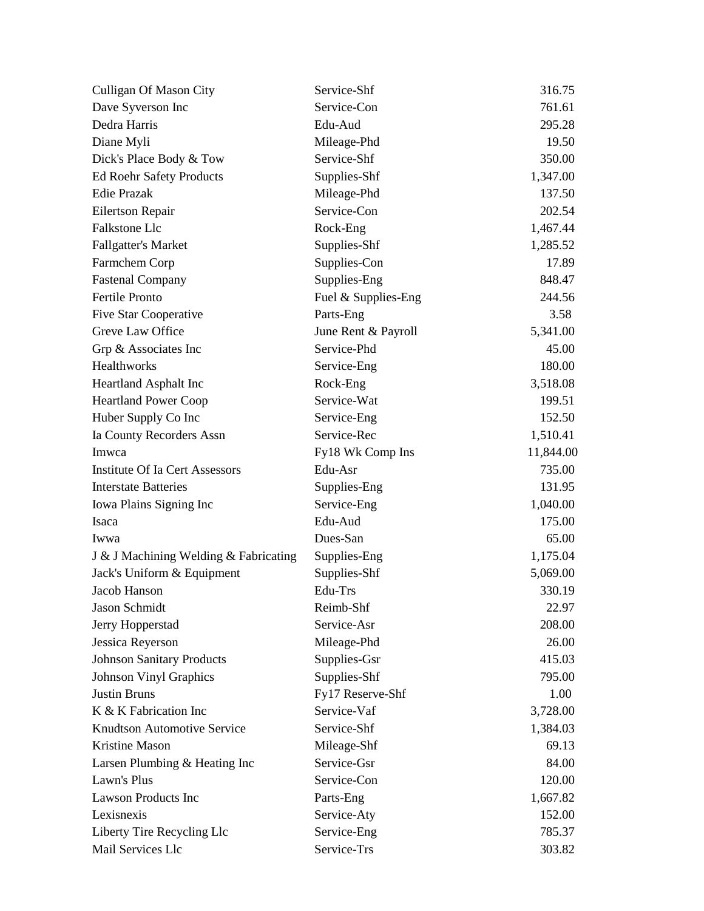| | | |
|---|---|---|
| Culligan Of Mason City | Service-Shf | 316.75 |
| Dave Syverson Inc | Service-Con | 761.61 |
| Dedra Harris | Edu-Aud | 295.28 |
| Diane Myli | Mileage-Phd | 19.50 |
| Dick's Place Body & Tow | Service-Shf | 350.00 |
| Ed Roehr Safety Products | Supplies-Shf | 1,347.00 |
| Edie Prazak | Mileage-Phd | 137.50 |
| Eilertson Repair | Service-Con | 202.54 |
| Falkstone Llc | Rock-Eng | 1,467.44 |
| Fallgatter's Market | Supplies-Shf | 1,285.52 |
| Farmchem Corp | Supplies-Con | 17.89 |
| Fastenal Company | Supplies-Eng | 848.47 |
| Fertile Pronto | Fuel & Supplies-Eng | 244.56 |
| Five Star Cooperative | Parts-Eng | 3.58 |
| Greve Law Office | June Rent & Payroll | 5,341.00 |
| Grp & Associates Inc | Service-Phd | 45.00 |
| Healthworks | Service-Eng | 180.00 |
| Heartland Asphalt Inc | Rock-Eng | 3,518.08 |
| Heartland Power Coop | Service-Wat | 199.51 |
| Huber Supply Co Inc | Service-Eng | 152.50 |
| Ia County Recorders Assn | Service-Rec | 1,510.41 |
| Imwca | Fy18 Wk Comp Ins | 11,844.00 |
| Institute Of Ia Cert Assessors | Edu-Asr | 735.00 |
| Interstate Batteries | Supplies-Eng | 131.95 |
| Iowa Plains Signing Inc | Service-Eng | 1,040.00 |
| Isaca | Edu-Aud | 175.00 |
| Iwwa | Dues-San | 65.00 |
| J & J Machining Welding & Fabricating | Supplies-Eng | 1,175.04 |
| Jack's Uniform & Equipment | Supplies-Shf | 5,069.00 |
| Jacob Hanson | Edu-Trs | 330.19 |
| Jason Schmidt | Reimb-Shf | 22.97 |
| Jerry Hopperstad | Service-Asr | 208.00 |
| Jessica Reyerson | Mileage-Phd | 26.00 |
| Johnson Sanitary Products | Supplies-Gsr | 415.03 |
| Johnson Vinyl Graphics | Supplies-Shf | 795.00 |
| Justin Bruns | Fy17 Reserve-Shf | 1.00 |
| K & K Fabrication Inc | Service-Vaf | 3,728.00 |
| Knudtson Automotive Service | Service-Shf | 1,384.03 |
| Kristine Mason | Mileage-Shf | 69.13 |
| Larsen Plumbing & Heating Inc | Service-Gsr | 84.00 |
| Lawn's Plus | Service-Con | 120.00 |
| Lawson Products Inc | Parts-Eng | 1,667.82 |
| Lexisnexis | Service-Aty | 152.00 |
| Liberty Tire Recycling Llc | Service-Eng | 785.37 |
| Mail Services Llc | Service-Trs | 303.82 |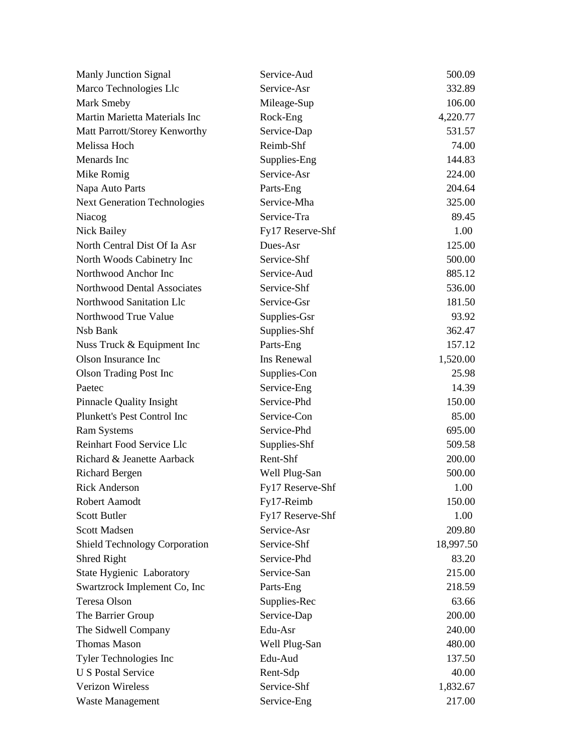| | | |
|---|---|---|
| Manly Junction Signal | Service-Aud | 500.09 |
| Marco Technologies Llc | Service-Asr | 332.89 |
| Mark Smeby | Mileage-Sup | 106.00 |
| Martin Marietta Materials Inc | Rock-Eng | 4,220.77 |
| Matt Parrott/Storey Kenworthy | Service-Dap | 531.57 |
| Melissa Hoch | Reimb-Shf | 74.00 |
| Menards Inc | Supplies-Eng | 144.83 |
| Mike Romig | Service-Asr | 224.00 |
| Napa Auto Parts | Parts-Eng | 204.64 |
| Next Generation Technologies | Service-Mha | 325.00 |
| Niacog | Service-Tra | 89.45 |
| Nick Bailey | Fy17 Reserve-Shf | 1.00 |
| North Central Dist Of Ia Asr | Dues-Asr | 125.00 |
| North Woods Cabinetry Inc | Service-Shf | 500.00 |
| Northwood Anchor Inc | Service-Aud | 885.12 |
| Northwood Dental Associates | Service-Shf | 536.00 |
| Northwood Sanitation Llc | Service-Gsr | 181.50 |
| Northwood True Value | Supplies-Gsr | 93.92 |
| Nsb Bank | Supplies-Shf | 362.47 |
| Nuss Truck & Equipment Inc | Parts-Eng | 157.12 |
| Olson Insurance Inc | Ins Renewal | 1,520.00 |
| Olson Trading Post Inc | Supplies-Con | 25.98 |
| Paetec | Service-Eng | 14.39 |
| Pinnacle Quality Insight | Service-Phd | 150.00 |
| Plunkett's Pest Control Inc | Service-Con | 85.00 |
| Ram Systems | Service-Phd | 695.00 |
| Reinhart Food Service Llc | Supplies-Shf | 509.58 |
| Richard & Jeanette Aarback | Rent-Shf | 200.00 |
| Richard Bergen | Well Plug-San | 500.00 |
| Rick Anderson | Fy17 Reserve-Shf | 1.00 |
| Robert Aamodt | Fy17-Reimb | 150.00 |
| Scott Butler | Fy17 Reserve-Shf | 1.00 |
| Scott Madsen | Service-Asr | 209.80 |
| Shield Technology Corporation | Service-Shf | 18,997.50 |
| Shred Right | Service-Phd | 83.20 |
| State Hygienic Laboratory | Service-San | 215.00 |
| Swartzrock Implement Co, Inc | Parts-Eng | 218.59 |
| Teresa Olson | Supplies-Rec | 63.66 |
| The Barrier Group | Service-Dap | 200.00 |
| The Sidwell Company | Edu-Asr | 240.00 |
| Thomas Mason | Well Plug-San | 480.00 |
| Tyler Technologies Inc | Edu-Aud | 137.50 |
| U S Postal Service | Rent-Sdp | 40.00 |
| Verizon Wireless | Service-Shf | 1,832.67 |
| Waste Management | Service-Eng | 217.00 |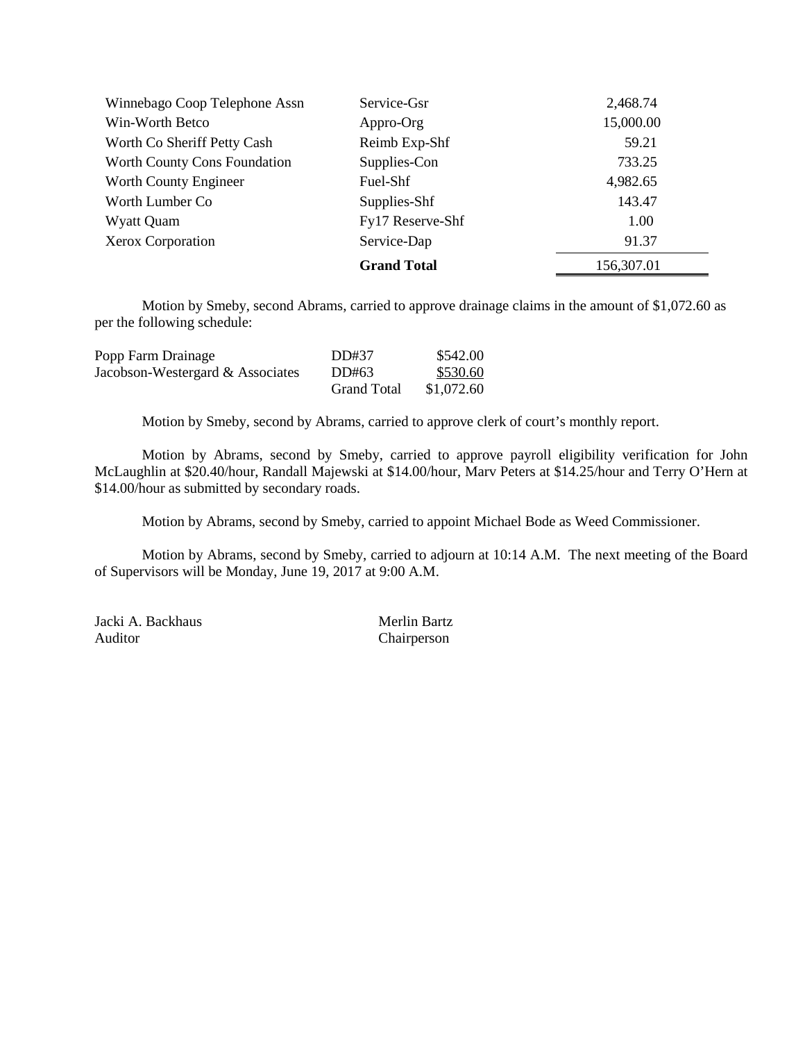| | | |
|---|---|---|
| Winnebago Coop Telephone Assn | Service-Gsr | 2,468.74 |
| Win-Worth Betco | Appro-Org | 15,000.00 |
| Worth Co Sheriff Petty Cash | Reimb Exp-Shf | 59.21 |
| Worth County Cons Foundation | Supplies-Con | 733.25 |
| Worth County Engineer | Fuel-Shf | 4,982.65 |
| Worth Lumber Co | Supplies-Shf | 143.47 |
| Wyatt Quam | Fy17 Reserve-Shf | 1.00 |
| Xerox Corporation | Service-Dap | 91.37 |
| | **Grand Total** | 156,307.01 |

Motion by Smeby, second Abrams, carried to approve drainage claims in the amount of $1,072.60 as per the following schedule:

| | | |
|---|---|---|
| Popp Farm Drainage | DD#37 | $542.00 |
| Jacobson-Westergard & Associates | DD#63 | $530.60 |
| | Grand Total | $1,072.60 |

Motion by Smeby, second by Abrams, carried to approve clerk of court's monthly report.

Motion by Abrams, second by Smeby, carried to approve payroll eligibility verification for John McLaughlin at $20.40/hour, Randall Majewski at $14.00/hour, Marv Peters at $14.25/hour and Terry O'Hern at $14.00/hour as submitted by secondary roads.

Motion by Abrams, second by Smeby, carried to appoint Michael Bode as Weed Commissioner.

Motion by Abrams, second by Smeby, carried to adjourn at 10:14 A.M. The next meeting of the Board of Supervisors will be Monday, June 19, 2017 at 9:00 A.M.

Jacki A. Backhaus
Auditor

Merlin Bartz
Chairperson